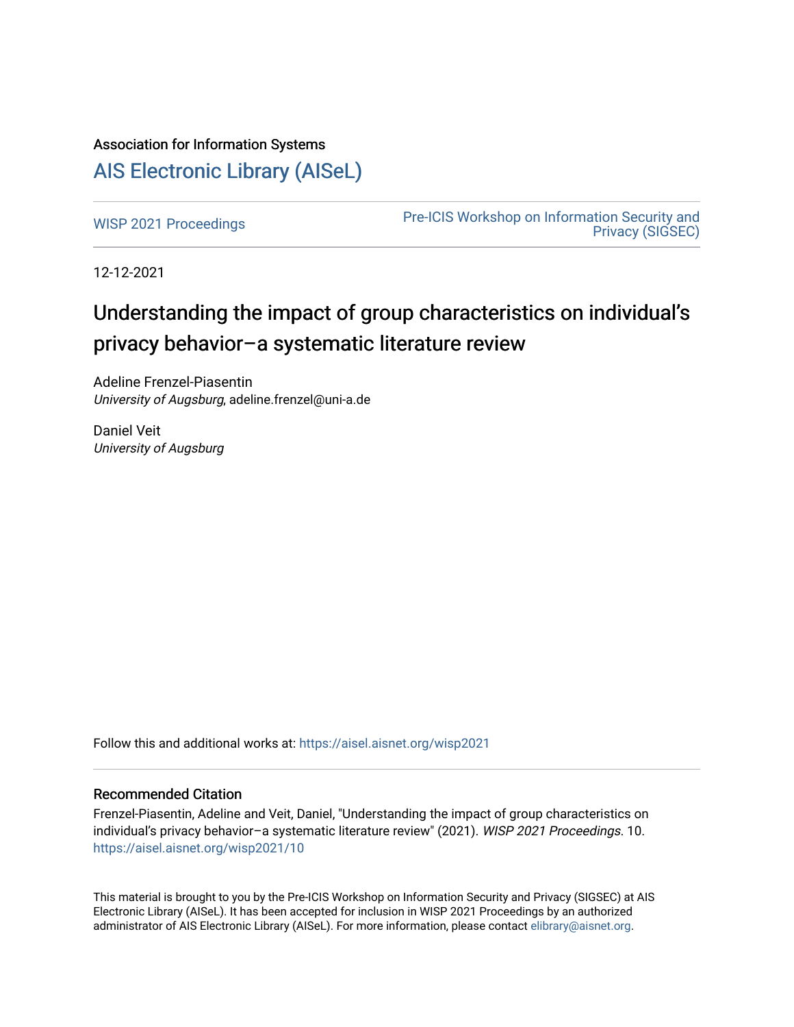Association for Information Systems

# AIS Electronic Library (AISeL)

WISP 2021 Proceedings

Pre-ICIS Workshop on Information Security and Privacy (SIGSEC)

12-12-2021

# Understanding the impact of group characteristics on individual's privacy behavior–a systematic literature review

Adeline Frenzel-Piasentin
*University of Augsburg*, adeline.frenzel@uni-a.de

Daniel Veit
*University of Augsburg*

Follow this and additional works at: https://aisel.aisnet.org/wisp2021

## Recommended Citation

Frenzel-Piasentin, Adeline and Veit, Daniel, "Understanding the impact of group characteristics on individual's privacy behavior–a systematic literature review" (2021). *WISP 2021 Proceedings*. 10.
https://aisel.aisnet.org/wisp2021/10

This material is brought to you by the Pre-ICIS Workshop on Information Security and Privacy (SIGSEC) at AIS Electronic Library (AISeL). It has been accepted for inclusion in WISP 2021 Proceedings by an authorized administrator of AIS Electronic Library (AISeL). For more information, please contact elibrary@aisnet.org.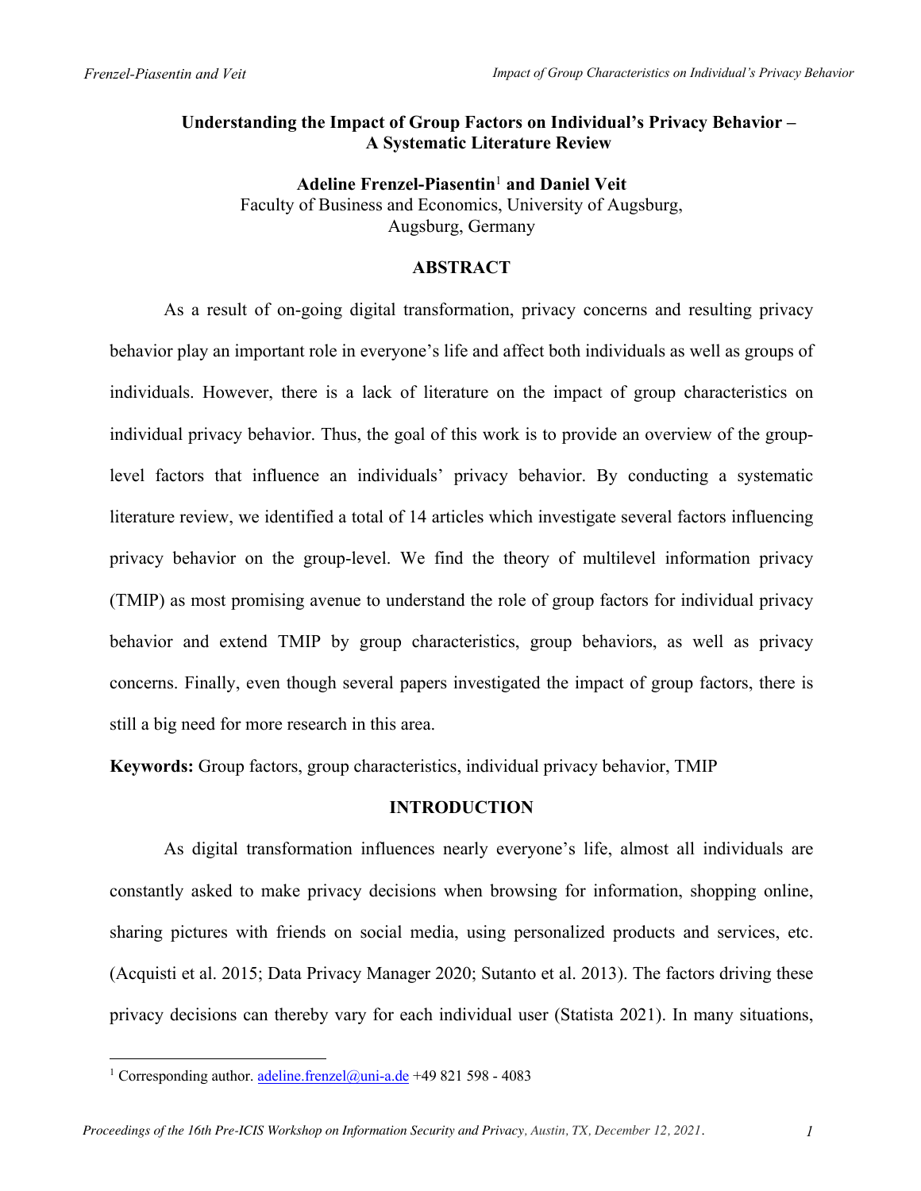**Understanding the Impact of Group Factors on Individual's Privacy Behavior – A Systematic Literature Review**

**Adeline Frenzel-Piasentin**[1] **and Daniel Veit**
Faculty of Business and Economics, University of Augsburg,
Augsburg, Germany

## ABSTRACT

As a result of on-going digital transformation, privacy concerns and resulting privacy behavior play an important role in everyone's life and affect both individuals as well as groups of individuals. However, there is a lack of literature on the impact of group characteristics on individual privacy behavior. Thus, the goal of this work is to provide an overview of the group-level factors that influence an individuals' privacy behavior. By conducting a systematic literature review, we identified a total of 14 articles which investigate several factors influencing privacy behavior on the group-level. We find the theory of multilevel information privacy (TMIP) as most promising avenue to understand the role of group factors for individual privacy behavior and extend TMIP by group characteristics, group behaviors, as well as privacy concerns. Finally, even though several papers investigated the impact of group factors, there is still a big need for more research in this area.

**Keywords:** Group factors, group characteristics, individual privacy behavior, TMIP

## INTRODUCTION

As digital transformation influences nearly everyone's life, almost all individuals are constantly asked to make privacy decisions when browsing for information, shopping online, sharing pictures with friends on social media, using personalized products and services, etc. (Acquisti et al. 2015; Data Privacy Manager 2020; Sutanto et al. 2013). The factors driving these privacy decisions can thereby vary for each individual user (Statista 2021). In many situations,

[1] Corresponding author. adeline.frenzel@uni-a.de +49 821 598 - 4083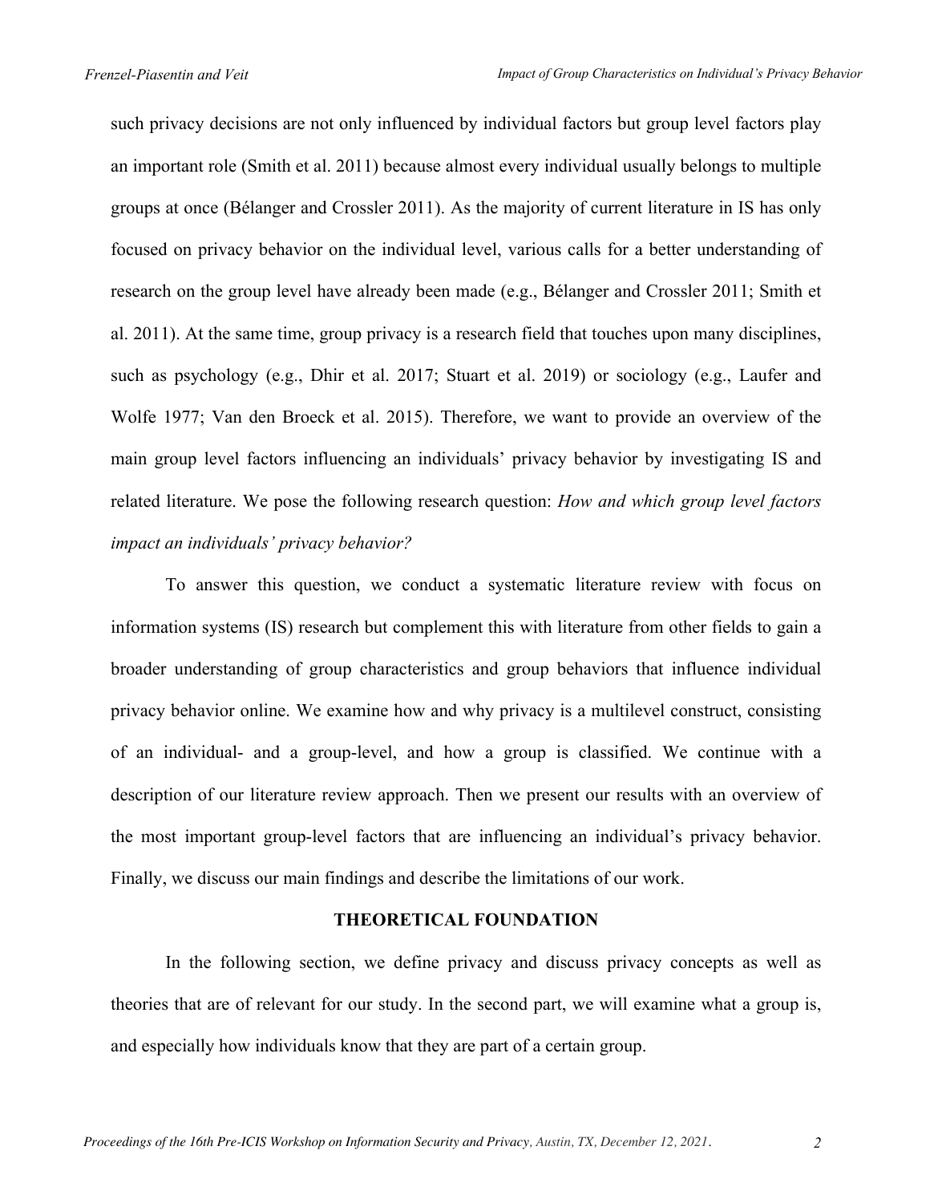such privacy decisions are not only influenced by individual factors but group level factors play an important role (Smith et al. 2011) because almost every individual usually belongs to multiple groups at once (Bélanger and Crossler 2011). As the majority of current literature in IS has only focused on privacy behavior on the individual level, various calls for a better understanding of research on the group level have already been made (e.g., Bélanger and Crossler 2011; Smith et al. 2011). At the same time, group privacy is a research field that touches upon many disciplines, such as psychology (e.g., Dhir et al. 2017; Stuart et al. 2019) or sociology (e.g., Laufer and Wolfe 1977; Van den Broeck et al. 2015). Therefore, we want to provide an overview of the main group level factors influencing an individuals' privacy behavior by investigating IS and related literature. We pose the following research question: *How and which group level factors impact an individuals' privacy behavior?*

To answer this question, we conduct a systematic literature review with focus on information systems (IS) research but complement this with literature from other fields to gain a broader understanding of group characteristics and group behaviors that influence individual privacy behavior online. We examine how and why privacy is a multilevel construct, consisting of an individual- and a group-level, and how a group is classified. We continue with a description of our literature review approach. Then we present our results with an overview of the most important group-level factors that are influencing an individual's privacy behavior. Finally, we discuss our main findings and describe the limitations of our work.

## THEORETICAL FOUNDATION

In the following section, we define privacy and discuss privacy concepts as well as theories that are of relevant for our study. In the second part, we will examine what a group is, and especially how individuals know that they are part of a certain group.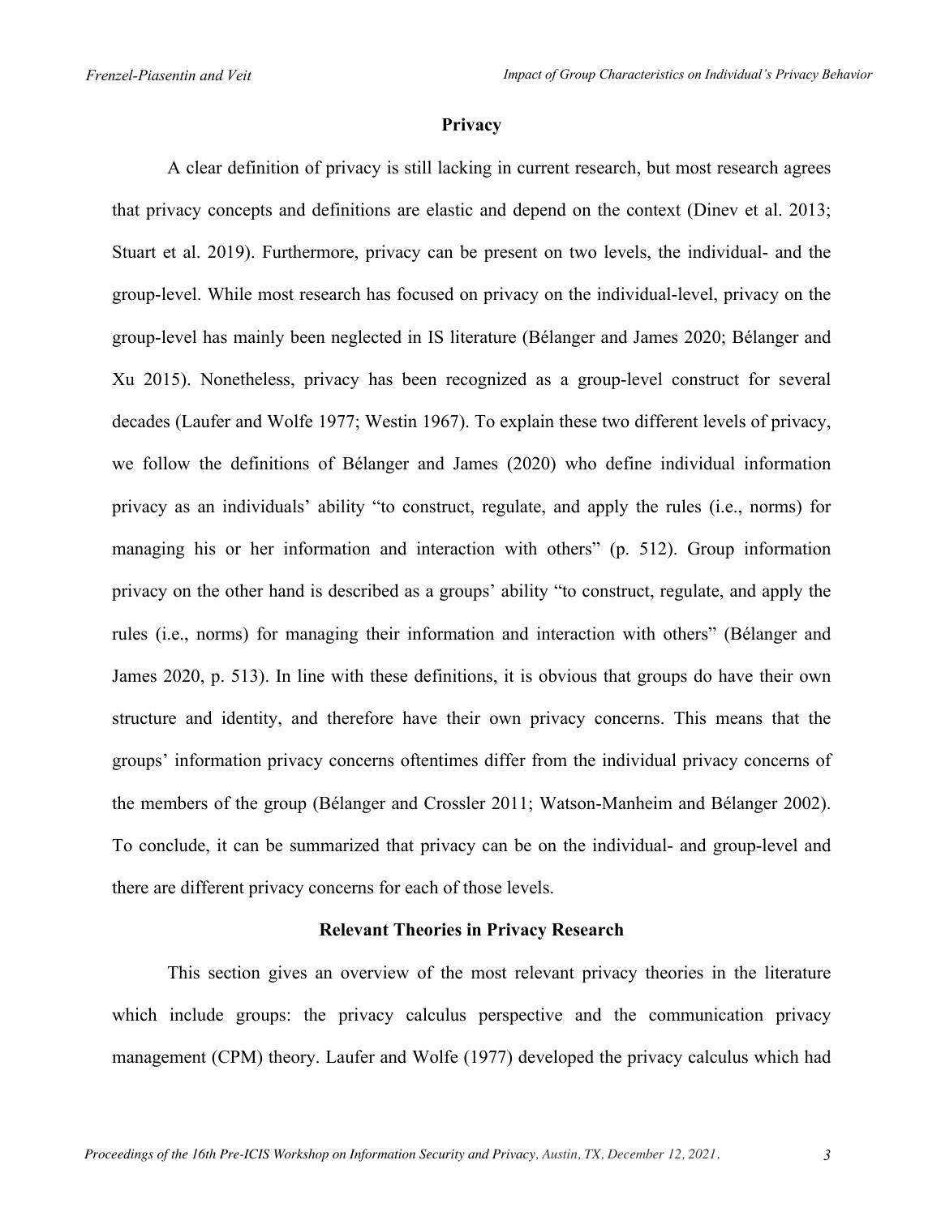## Privacy

A clear definition of privacy is still lacking in current research, but most research agrees that privacy concepts and definitions are elastic and depend on the context (Dinev et al. 2013; Stuart et al. 2019). Furthermore, privacy can be present on two levels, the individual- and the group-level. While most research has focused on privacy on the individual-level, privacy on the group-level has mainly been neglected in IS literature (Bélanger and James 2020; Bélanger and Xu 2015). Nonetheless, privacy has been recognized as a group-level construct for several decades (Laufer and Wolfe 1977; Westin 1967). To explain these two different levels of privacy, we follow the definitions of Bélanger and James (2020) who define individual information privacy as an individuals' ability "to construct, regulate, and apply the rules (i.e., norms) for managing his or her information and interaction with others" (p. 512). Group information privacy on the other hand is described as a groups' ability "to construct, regulate, and apply the rules (i.e., norms) for managing their information and interaction with others" (Bélanger and James 2020, p. 513). In line with these definitions, it is obvious that groups do have their own structure and identity, and therefore have their own privacy concerns. This means that the groups' information privacy concerns oftentimes differ from the individual privacy concerns of the members of the group (Bélanger and Crossler 2011; Watson-Manheim and Bélanger 2002). To conclude, it can be summarized that privacy can be on the individual- and group-level and there are different privacy concerns for each of those levels.

## Relevant Theories in Privacy Research

This section gives an overview of the most relevant privacy theories in the literature which include groups: the privacy calculus perspective and the communication privacy management (CPM) theory. Laufer and Wolfe (1977) developed the privacy calculus which had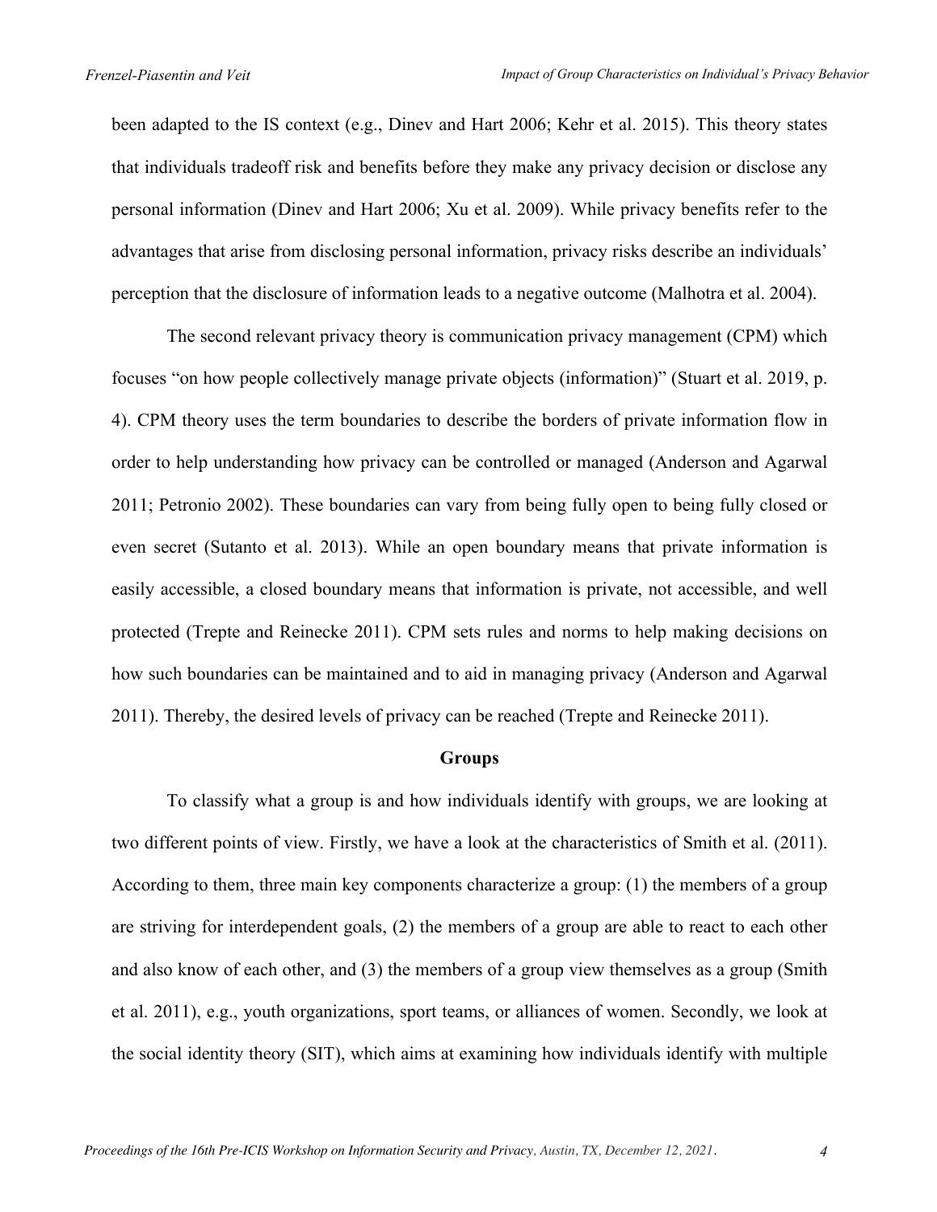been adapted to the IS context (e.g., Dinev and Hart 2006; Kehr et al. 2015). This theory states that individuals tradeoff risk and benefits before they make any privacy decision or disclose any personal information (Dinev and Hart 2006; Xu et al. 2009). While privacy benefits refer to the advantages that arise from disclosing personal information, privacy risks describe an individuals' perception that the disclosure of information leads to a negative outcome (Malhotra et al. 2004).

The second relevant privacy theory is communication privacy management (CPM) which focuses "on how people collectively manage private objects (information)" (Stuart et al. 2019, p. 4). CPM theory uses the term boundaries to describe the borders of private information flow in order to help understanding how privacy can be controlled or managed (Anderson and Agarwal 2011; Petronio 2002). These boundaries can vary from being fully open to being fully closed or even secret (Sutanto et al. 2013). While an open boundary means that private information is easily accessible, a closed boundary means that information is private, not accessible, and well protected (Trepte and Reinecke 2011). CPM sets rules and norms to help making decisions on how such boundaries can be maintained and to aid in managing privacy (Anderson and Agarwal 2011). Thereby, the desired levels of privacy can be reached (Trepte and Reinecke 2011).

## Groups

To classify what a group is and how individuals identify with groups, we are looking at two different points of view. Firstly, we have a look at the characteristics of Smith et al. (2011). According to them, three main key components characterize a group: (1) the members of a group are striving for interdependent goals, (2) the members of a group are able to react to each other and also know of each other, and (3) the members of a group view themselves as a group (Smith et al. 2011), e.g., youth organizations, sport teams, or alliances of women. Secondly, we look at the social identity theory (SIT), which aims at examining how individuals identify with multiple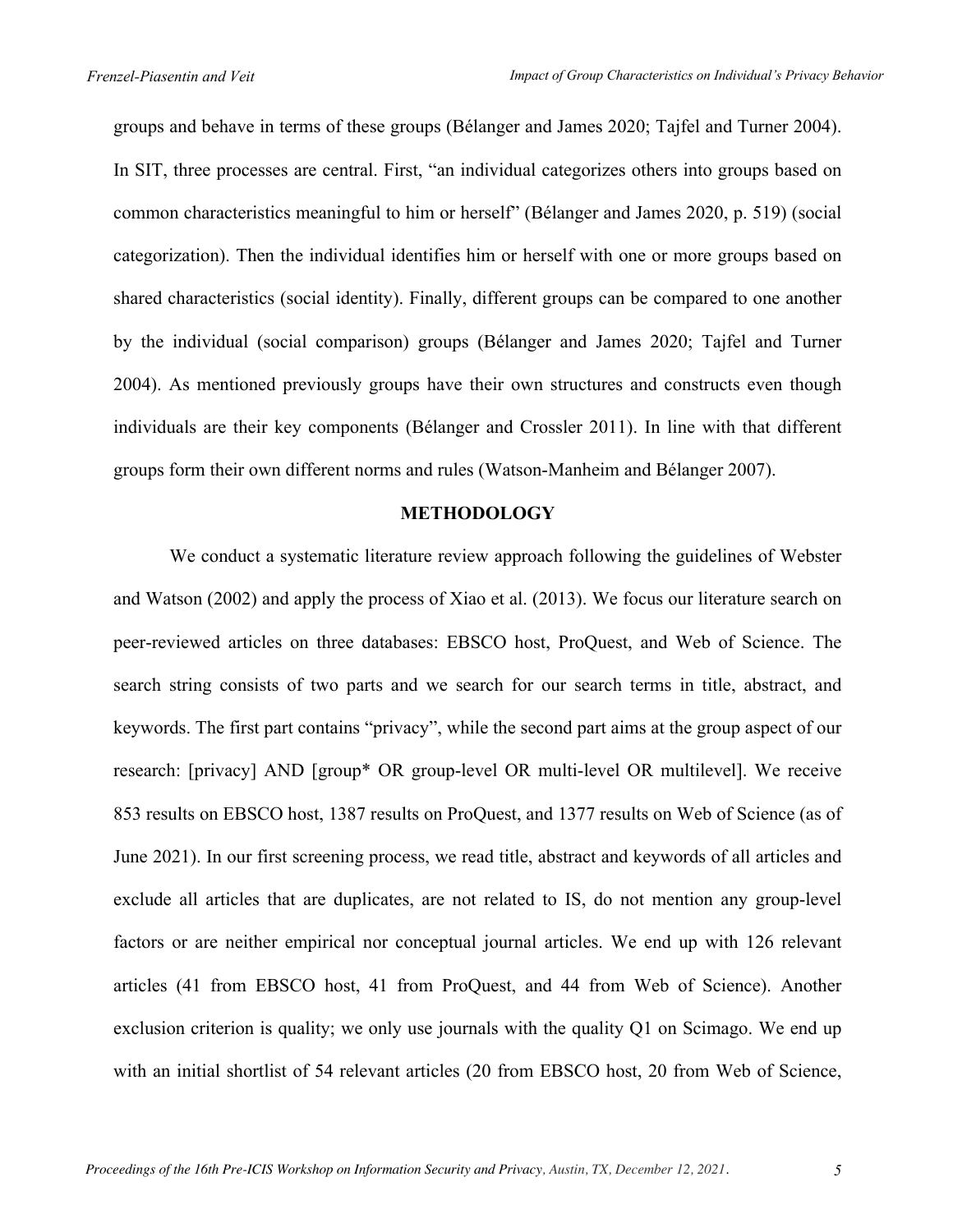groups and behave in terms of these groups (Bélanger and James 2020; Tajfel and Turner 2004). In SIT, three processes are central. First, "an individual categorizes others into groups based on common characteristics meaningful to him or herself" (Bélanger and James 2020, p. 519) (social categorization). Then the individual identifies him or herself with one or more groups based on shared characteristics (social identity). Finally, different groups can be compared to one another by the individual (social comparison) groups (Bélanger and James 2020; Tajfel and Turner 2004). As mentioned previously groups have their own structures and constructs even though individuals are their key components (Bélanger and Crossler 2011). In line with that different groups form their own different norms and rules (Watson-Manheim and Bélanger 2007).

## METHODOLOGY

We conduct a systematic literature review approach following the guidelines of Webster and Watson (2002) and apply the process of Xiao et al. (2013). We focus our literature search on peer-reviewed articles on three databases: EBSCO host, ProQuest, and Web of Science. The search string consists of two parts and we search for our search terms in title, abstract, and keywords. The first part contains "privacy", while the second part aims at the group aspect of our research: [privacy] AND [group* OR group-level OR multi-level OR multilevel]. We receive 853 results on EBSCO host, 1387 results on ProQuest, and 1377 results on Web of Science (as of June 2021). In our first screening process, we read title, abstract and keywords of all articles and exclude all articles that are duplicates, are not related to IS, do not mention any group-level factors or are neither empirical nor conceptual journal articles. We end up with 126 relevant articles (41 from EBSCO host, 41 from ProQuest, and 44 from Web of Science). Another exclusion criterion is quality; we only use journals with the quality Q1 on Scimago. We end up with an initial shortlist of 54 relevant articles (20 from EBSCO host, 20 from Web of Science,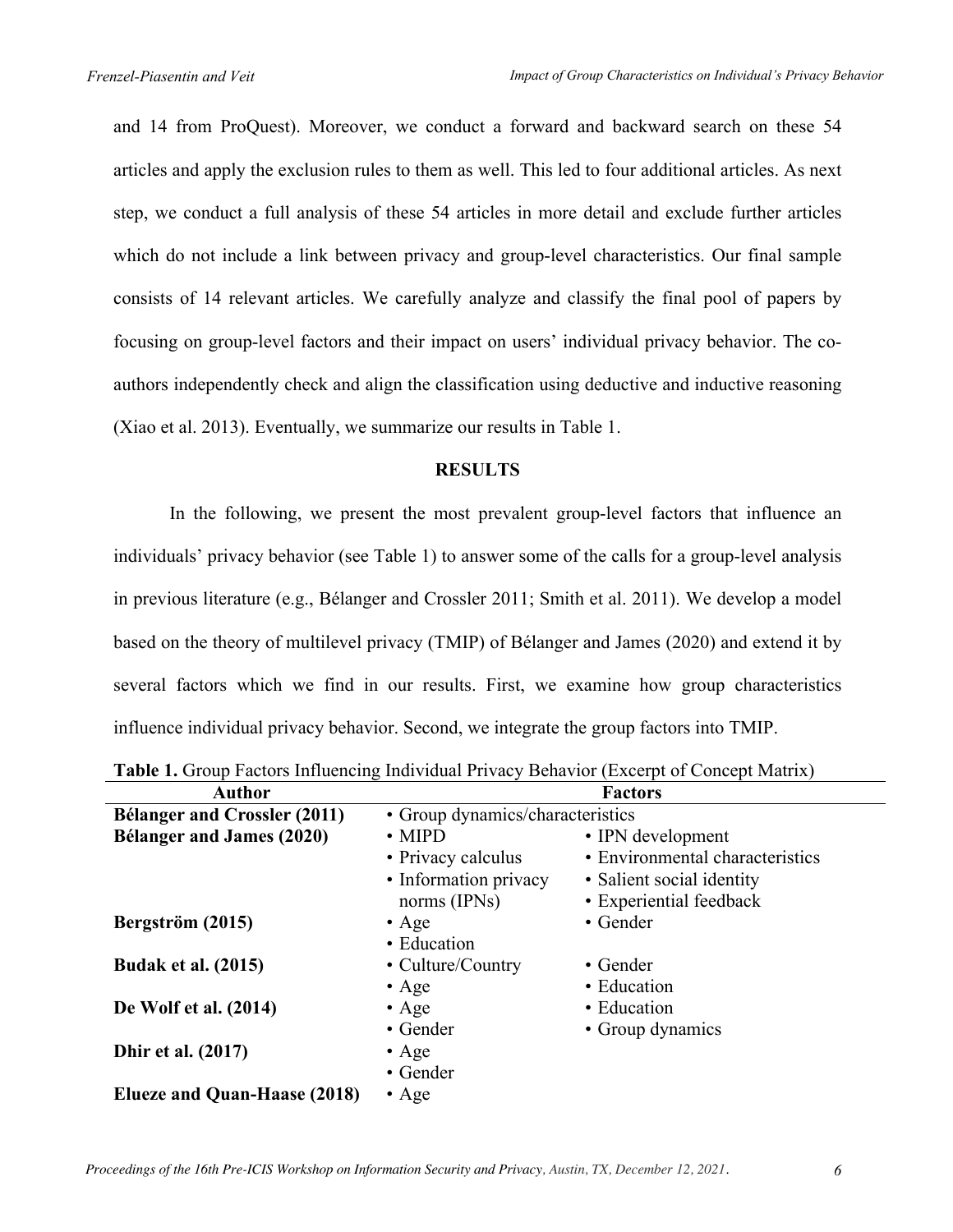and 14 from ProQuest). Moreover, we conduct a forward and backward search on these 54 articles and apply the exclusion rules to them as well. This led to four additional articles. As next step, we conduct a full analysis of these 54 articles in more detail and exclude further articles which do not include a link between privacy and group-level characteristics. Our final sample consists of 14 relevant articles. We carefully analyze and classify the final pool of papers by focusing on group-level factors and their impact on users' individual privacy behavior. The co-authors independently check and align the classification using deductive and inductive reasoning (Xiao et al. 2013). Eventually, we summarize our results in Table 1.

## RESULTS

In the following, we present the most prevalent group-level factors that influence an individuals' privacy behavior (see Table 1) to answer some of the calls for a group-level analysis in previous literature (e.g., Bélanger and Crossler 2011; Smith et al. 2011). We develop a model based on the theory of multilevel privacy (TMIP) of Bélanger and James (2020) and extend it by several factors which we find in our results. First, we examine how group characteristics influence individual privacy behavior. Second, we integrate the group factors into TMIP.

**Table 1.** Group Factors Influencing Individual Privacy Behavior (Excerpt of Concept Matrix)

| Author | Factors | |
|---|---|---|
| **Bélanger and Crossler (2011)** | • Group dynamics/characteristics | |
| **Bélanger and James (2020)** | • MIPD<br>• Privacy calculus<br>• Information privacy norms (IPNs) | • IPN development<br>• Environmental characteristics<br>• Salient social identity<br>• Experiential feedback |
| **Bergström (2015)** | • Age<br>• Education | • Gender |
| **Budak et al. (2015)** | • Culture/Country<br>• Age | • Gender<br>• Education |
| **De Wolf et al. (2014)** | • Age<br>• Gender | • Education<br>• Group dynamics |
| **Dhir et al. (2017)** | • Age<br>• Gender | |
| **Elueze and Quan-Haase (2018)** | • Age | |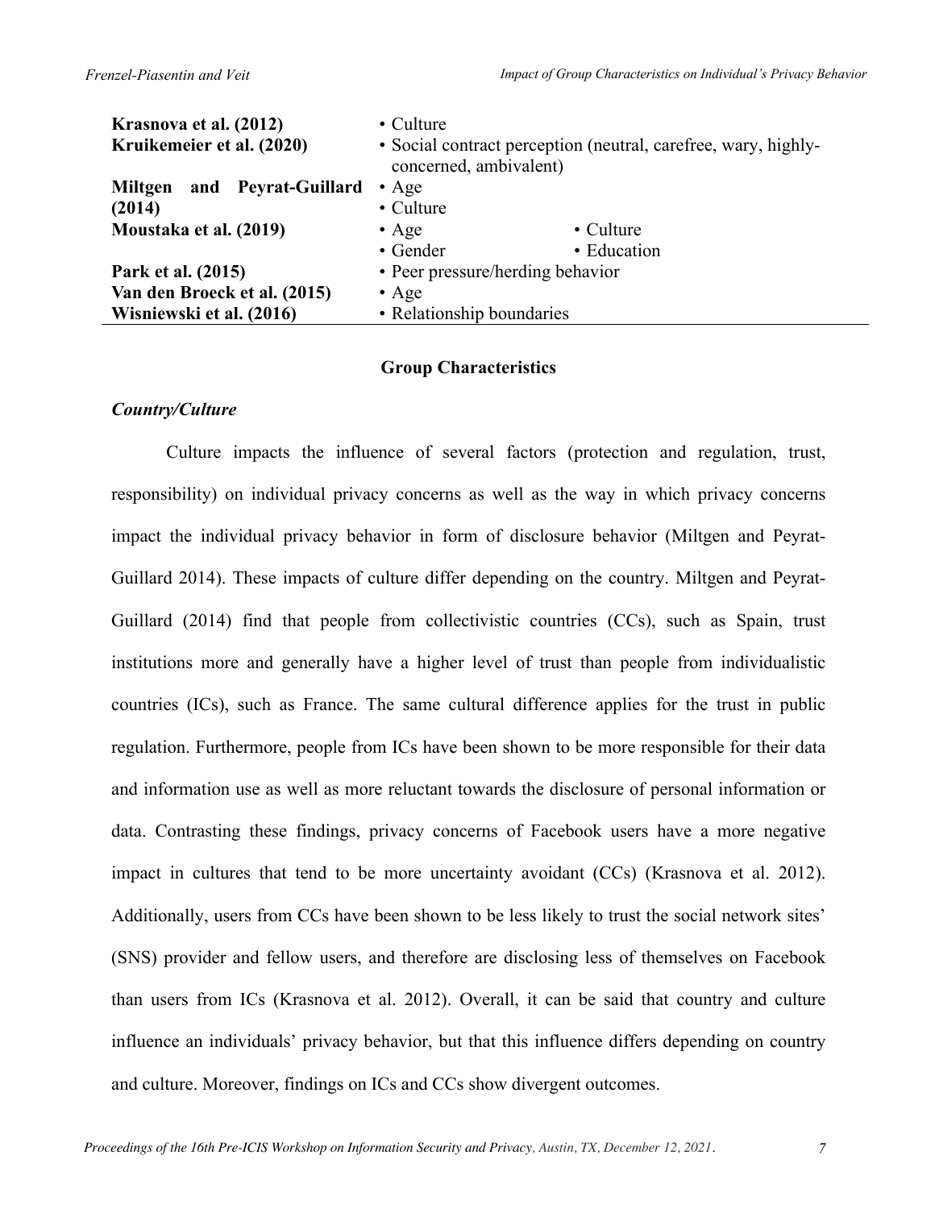| | |
|---|---|
| **Krasnova et al. (2012)** | • Culture |
| **Kruikemeier et al. (2020)** | • Social contract perception (neutral, carefree, wary, highly-concerned, ambivalent) |
| **Miltgen and Peyrat-Guillard (2014)** | • Age<br>• Culture |
| **Moustaka et al. (2019)** | • Age • Culture<br>• Gender • Education |
| **Park et al. (2015)** | • Peer pressure/herding behavior |
| **Van den Broeck et al. (2015)** | • Age |
| **Wisniewski et al. (2016)** | • Relationship boundaries |

## Group Characteristics

### *Country/Culture*

Culture impacts the influence of several factors (protection and regulation, trust, responsibility) on individual privacy concerns as well as the way in which privacy concerns impact the individual privacy behavior in form of disclosure behavior (Miltgen and Peyrat-Guillard 2014). These impacts of culture differ depending on the country. Miltgen and Peyrat-Guillard (2014) find that people from collectivistic countries (CCs), such as Spain, trust institutions more and generally have a higher level of trust than people from individualistic countries (ICs), such as France. The same cultural difference applies for the trust in public regulation. Furthermore, people from ICs have been shown to be more responsible for their data and information use as well as more reluctant towards the disclosure of personal information or data. Contrasting these findings, privacy concerns of Facebook users have a more negative impact in cultures that tend to be more uncertainty avoidant (CCs) (Krasnova et al. 2012). Additionally, users from CCs have been shown to be less likely to trust the social network sites' (SNS) provider and fellow users, and therefore are disclosing less of themselves on Facebook than users from ICs (Krasnova et al. 2012). Overall, it can be said that country and culture influence an individuals' privacy behavior, but that this influence differs depending on country and culture. Moreover, findings on ICs and CCs show divergent outcomes.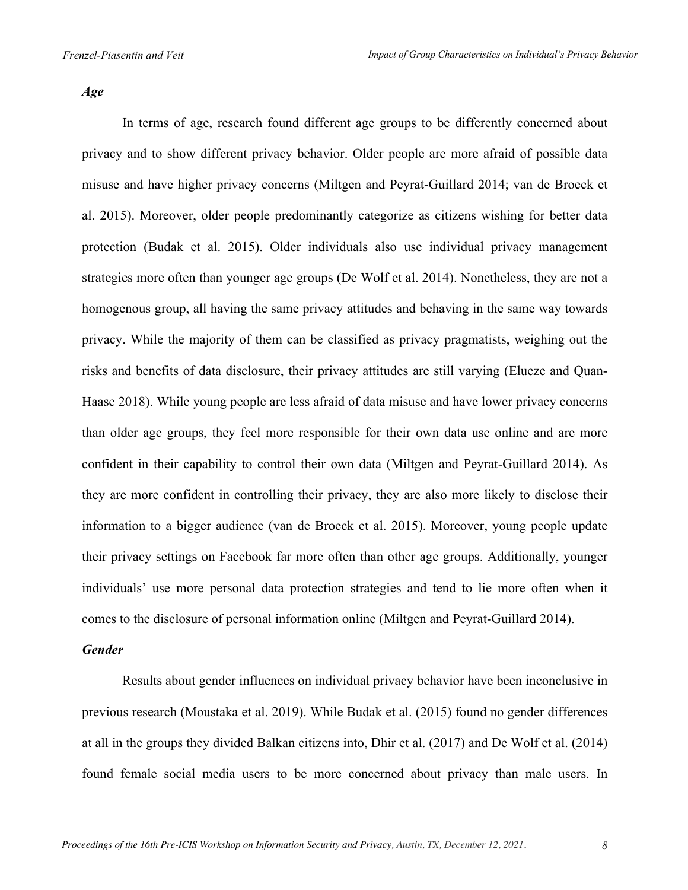### *Age*

In terms of age, research found different age groups to be differently concerned about privacy and to show different privacy behavior. Older people are more afraid of possible data misuse and have higher privacy concerns (Miltgen and Peyrat-Guillard 2014; van de Broeck et al. 2015). Moreover, older people predominantly categorize as citizens wishing for better data protection (Budak et al. 2015). Older individuals also use individual privacy management strategies more often than younger age groups (De Wolf et al. 2014). Nonetheless, they are not a homogenous group, all having the same privacy attitudes and behaving in the same way towards privacy. While the majority of them can be classified as privacy pragmatists, weighing out the risks and benefits of data disclosure, their privacy attitudes are still varying (Elueze and Quan-Haase 2018). While young people are less afraid of data misuse and have lower privacy concerns than older age groups, they feel more responsible for their own data use online and are more confident in their capability to control their own data (Miltgen and Peyrat-Guillard 2014). As they are more confident in controlling their privacy, they are also more likely to disclose their information to a bigger audience (van de Broeck et al. 2015). Moreover, young people update their privacy settings on Facebook far more often than other age groups. Additionally, younger individuals' use more personal data protection strategies and tend to lie more often when it comes to the disclosure of personal information online (Miltgen and Peyrat-Guillard 2014).

### *Gender*

Results about gender influences on individual privacy behavior have been inconclusive in previous research (Moustaka et al. 2019). While Budak et al. (2015) found no gender differences at all in the groups they divided Balkan citizens into, Dhir et al. (2017) and De Wolf et al. (2014) found female social media users to be more concerned about privacy than male users. In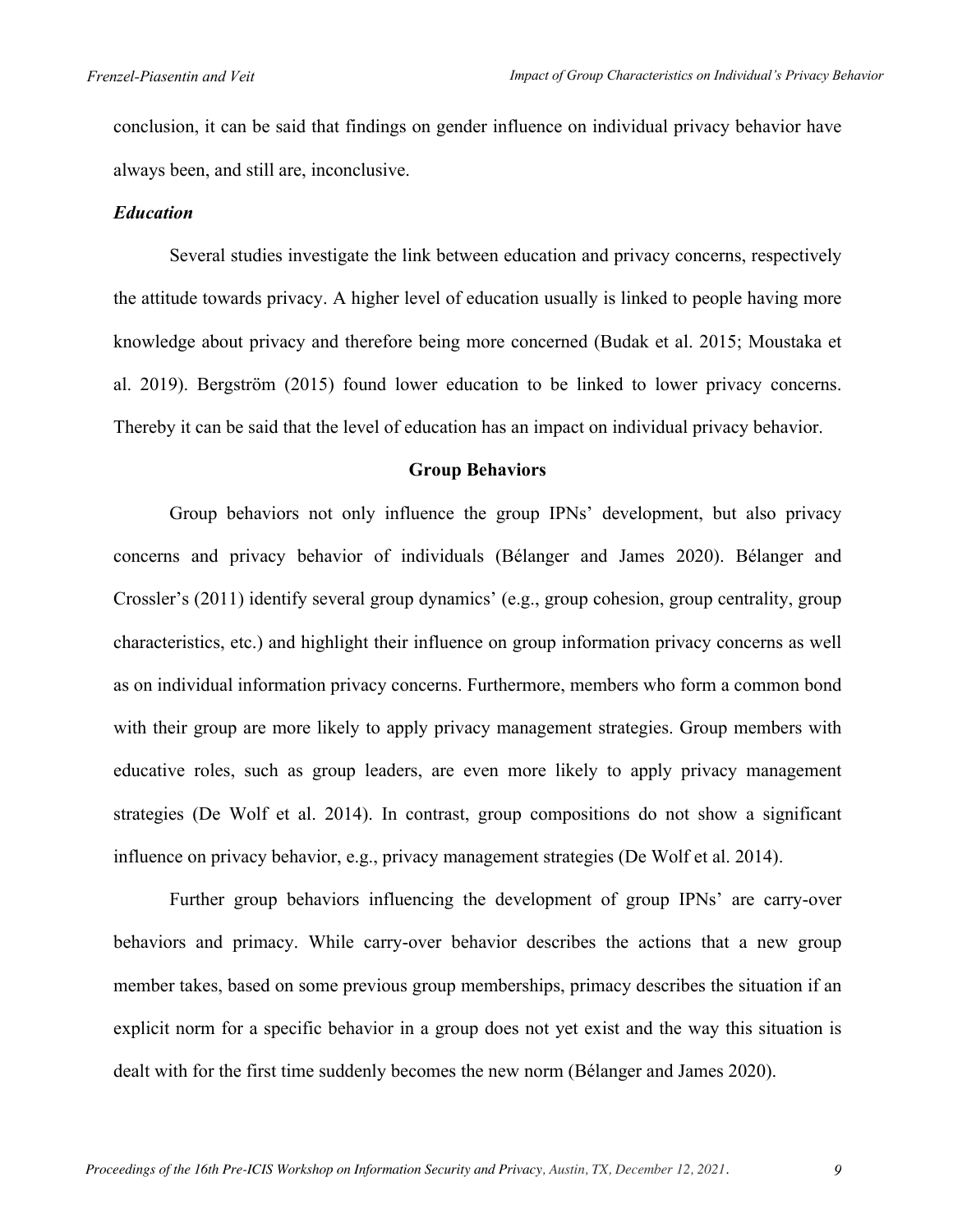conclusion, it can be said that findings on gender influence on individual privacy behavior have always been, and still are, inconclusive.

### *Education*

Several studies investigate the link between education and privacy concerns, respectively the attitude towards privacy. A higher level of education usually is linked to people having more knowledge about privacy and therefore being more concerned (Budak et al. 2015; Moustaka et al. 2019). Bergström (2015) found lower education to be linked to lower privacy concerns. Thereby it can be said that the level of education has an impact on individual privacy behavior.

## Group Behaviors

Group behaviors not only influence the group IPNs' development, but also privacy concerns and privacy behavior of individuals (Bélanger and James 2020). Bélanger and Crossler's (2011) identify several group dynamics' (e.g., group cohesion, group centrality, group characteristics, etc.) and highlight their influence on group information privacy concerns as well as on individual information privacy concerns. Furthermore, members who form a common bond with their group are more likely to apply privacy management strategies. Group members with educative roles, such as group leaders, are even more likely to apply privacy management strategies (De Wolf et al. 2014). In contrast, group compositions do not show a significant influence on privacy behavior, e.g., privacy management strategies (De Wolf et al. 2014).

Further group behaviors influencing the development of group IPNs' are carry-over behaviors and primacy. While carry-over behavior describes the actions that a new group member takes, based on some previous group memberships, primacy describes the situation if an explicit norm for a specific behavior in a group does not yet exist and the way this situation is dealt with for the first time suddenly becomes the new norm (Bélanger and James 2020).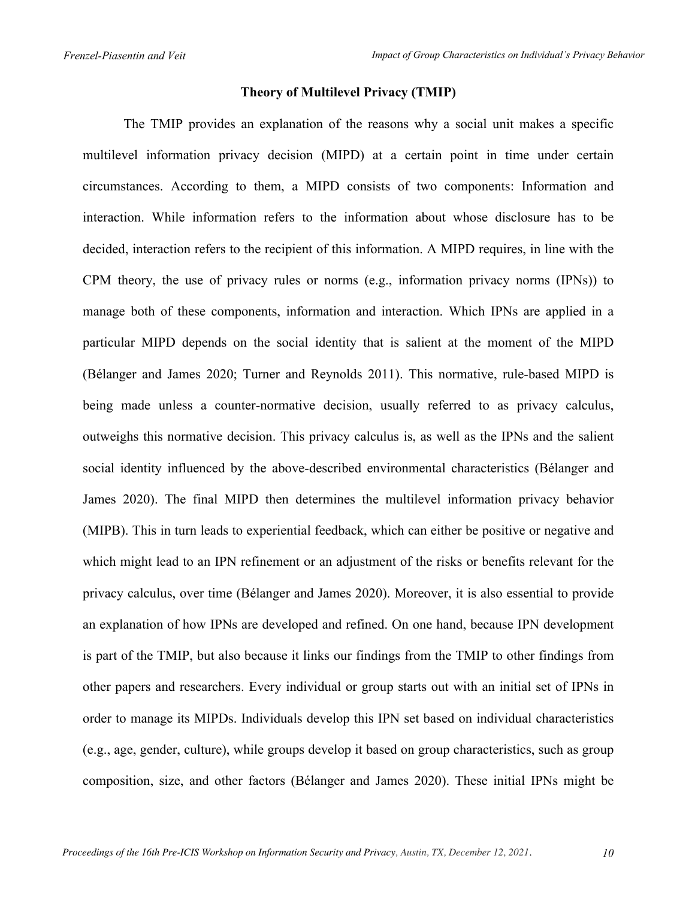### Theory of Multilevel Privacy (TMIP)

The TMIP provides an explanation of the reasons why a social unit makes a specific multilevel information privacy decision (MIPD) at a certain point in time under certain circumstances. According to them, a MIPD consists of two components: Information and interaction. While information refers to the information about whose disclosure has to be decided, interaction refers to the recipient of this information. A MIPD requires, in line with the CPM theory, the use of privacy rules or norms (e.g., information privacy norms (IPNs)) to manage both of these components, information and interaction. Which IPNs are applied in a particular MIPD depends on the social identity that is salient at the moment of the MIPD (Bélanger and James 2020; Turner and Reynolds 2011). This normative, rule-based MIPD is being made unless a counter-normative decision, usually referred to as privacy calculus, outweighs this normative decision. This privacy calculus is, as well as the IPNs and the salient social identity influenced by the above-described environmental characteristics (Bélanger and James 2020). The final MIPD then determines the multilevel information privacy behavior (MIPB). This in turn leads to experiential feedback, which can either be positive or negative and which might lead to an IPN refinement or an adjustment of the risks or benefits relevant for the privacy calculus, over time (Bélanger and James 2020). Moreover, it is also essential to provide an explanation of how IPNs are developed and refined. On one hand, because IPN development is part of the TMIP, but also because it links our findings from the TMIP to other findings from other papers and researchers. Every individual or group starts out with an initial set of IPNs in order to manage its MIPDs. Individuals develop this IPN set based on individual characteristics (e.g., age, gender, culture), while groups develop it based on group characteristics, such as group composition, size, and other factors (Bélanger and James 2020). These initial IPNs might be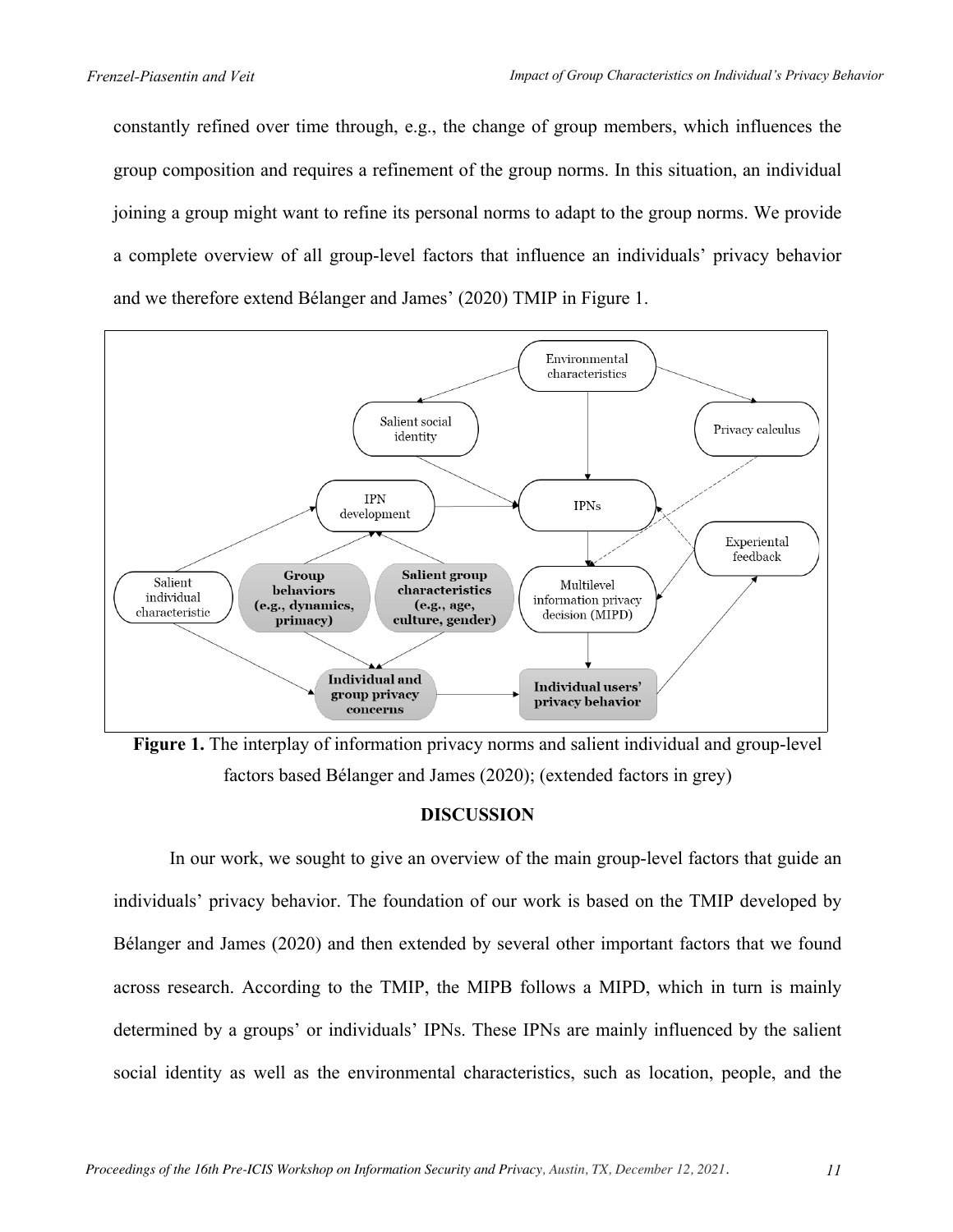constantly refined over time through, e.g., the change of group members, which influences the group composition and requires a refinement of the group norms. In this situation, an individual joining a group might want to refine its personal norms to adapt to the group norms. We provide a complete overview of all group-level factors that influence an individuals' privacy behavior and we therefore extend Bélanger and James' (2020) TMIP in Figure 1.

**Figure 1.** The interplay of information privacy norms and salient individual and group-level factors based Bélanger and James (2020); (extended factors in grey)

## DISCUSSION

In our work, we sought to give an overview of the main group-level factors that guide an individuals' privacy behavior. The foundation of our work is based on the TMIP developed by Bélanger and James (2020) and then extended by several other important factors that we found across research. According to the TMIP, the MIPB follows a MIPD, which in turn is mainly determined by a groups' or individuals' IPNs. These IPNs are mainly influenced by the salient social identity as well as the environmental characteristics, such as location, people, and the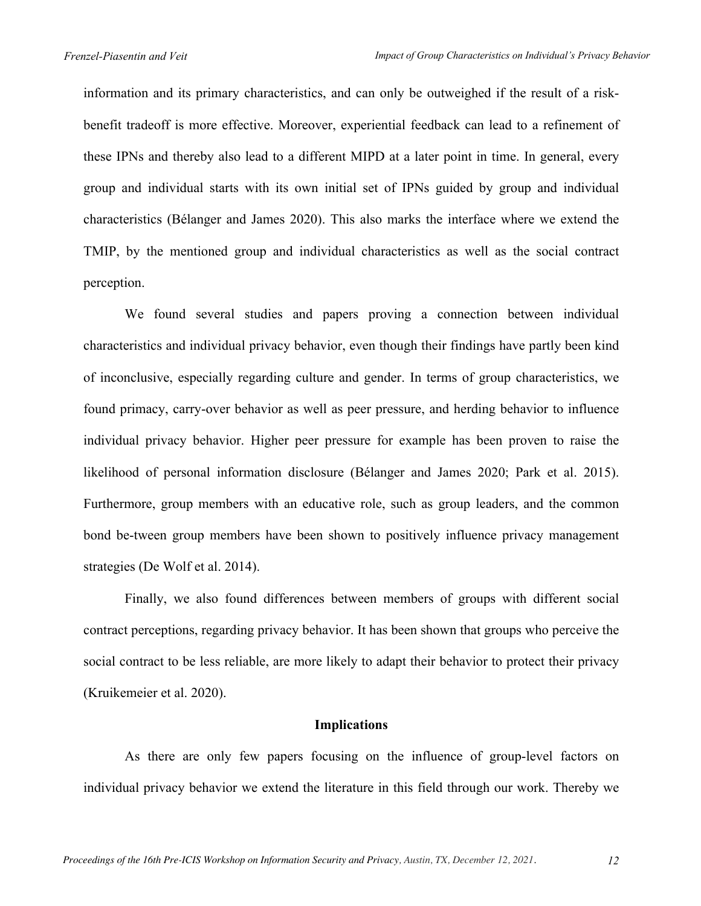information and its primary characteristics, and can only be outweighed if the result of a risk-benefit tradeoff is more effective. Moreover, experiential feedback can lead to a refinement of these IPNs and thereby also lead to a different MIPD at a later point in time. In general, every group and individual starts with its own initial set of IPNs guided by group and individual characteristics (Bélanger and James 2020). This also marks the interface where we extend the TMIP, by the mentioned group and individual characteristics as well as the social contract perception.

We found several studies and papers proving a connection between individual characteristics and individual privacy behavior, even though their findings have partly been kind of inconclusive, especially regarding culture and gender. In terms of group characteristics, we found primacy, carry-over behavior as well as peer pressure, and herding behavior to influence individual privacy behavior. Higher peer pressure for example has been proven to raise the likelihood of personal information disclosure (Bélanger and James 2020; Park et al. 2015). Furthermore, group members with an educative role, such as group leaders, and the common bond be-tween group members have been shown to positively influence privacy management strategies (De Wolf et al. 2014).

Finally, we also found differences between members of groups with different social contract perceptions, regarding privacy behavior. It has been shown that groups who perceive the social contract to be less reliable, are more likely to adapt their behavior to protect their privacy (Kruikemeier et al. 2020).

## Implications

As there are only few papers focusing on the influence of group-level factors on individual privacy behavior we extend the literature in this field through our work. Thereby we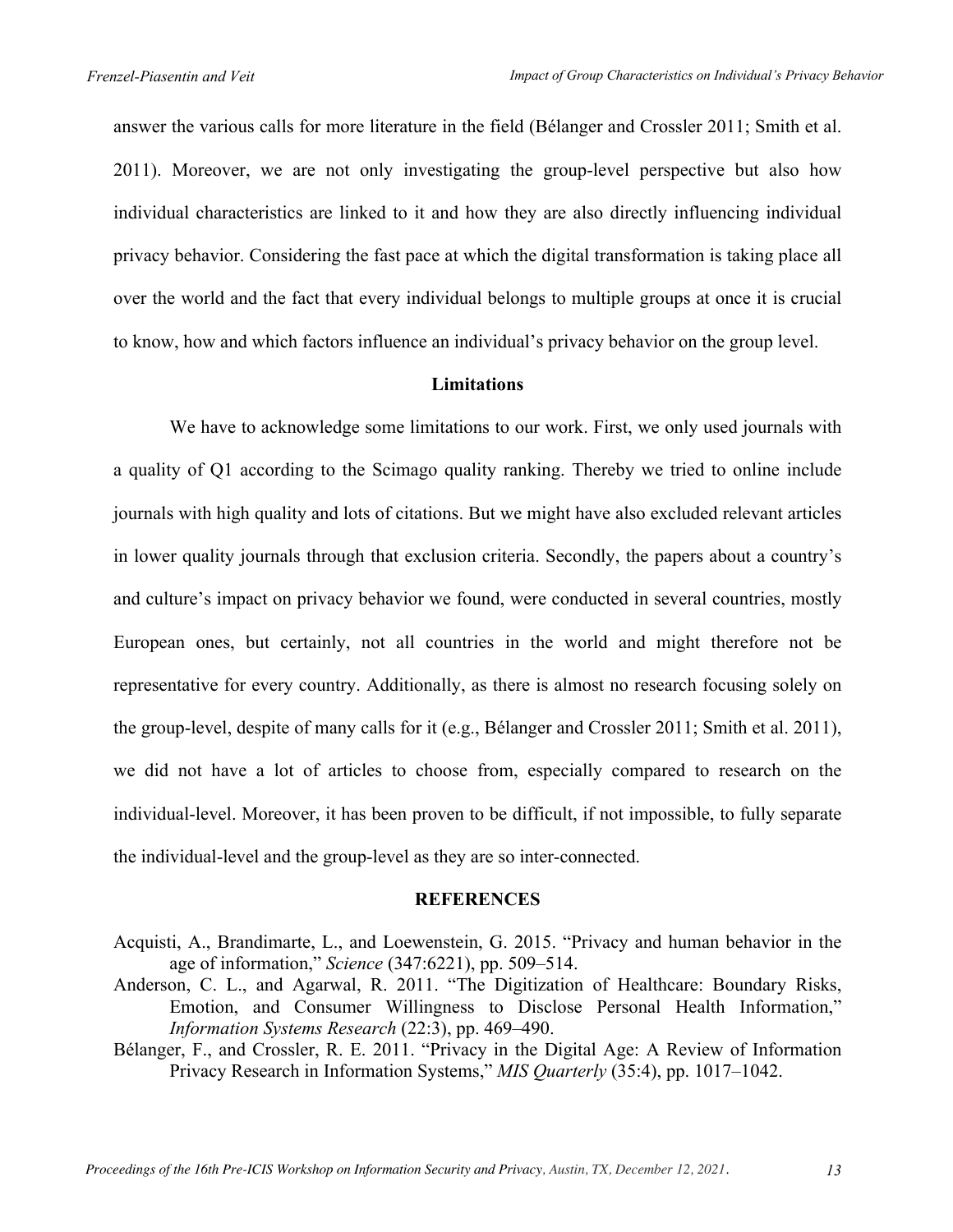answer the various calls for more literature in the field (Bélanger and Crossler 2011; Smith et al. 2011). Moreover, we are not only investigating the group-level perspective but also how individual characteristics are linked to it and how they are also directly influencing individual privacy behavior. Considering the fast pace at which the digital transformation is taking place all over the world and the fact that every individual belongs to multiple groups at once it is crucial to know, how and which factors influence an individual's privacy behavior on the group level.

## Limitations

We have to acknowledge some limitations to our work. First, we only used journals with a quality of Q1 according to the Scimago quality ranking. Thereby we tried to online include journals with high quality and lots of citations. But we might have also excluded relevant articles in lower quality journals through that exclusion criteria. Secondly, the papers about a country's and culture's impact on privacy behavior we found, were conducted in several countries, mostly European ones, but certainly, not all countries in the world and might therefore not be representative for every country. Additionally, as there is almost no research focusing solely on the group-level, despite of many calls for it (e.g., Bélanger and Crossler 2011; Smith et al. 2011), we did not have a lot of articles to choose from, especially compared to research on the individual-level. Moreover, it has been proven to be difficult, if not impossible, to fully separate the individual-level and the group-level as they are so inter-connected.

## REFERENCES

Acquisti, A., Brandimarte, L., and Loewenstein, G. 2015. "Privacy and human behavior in the age of information," *Science* (347:6221), pp. 509–514.

Anderson, C. L., and Agarwal, R. 2011. "The Digitization of Healthcare: Boundary Risks, Emotion, and Consumer Willingness to Disclose Personal Health Information," *Information Systems Research* (22:3), pp. 469–490.

Bélanger, F., and Crossler, R. E. 2011. "Privacy in the Digital Age: A Review of Information Privacy Research in Information Systems," *MIS Quarterly* (35:4), pp. 1017–1042.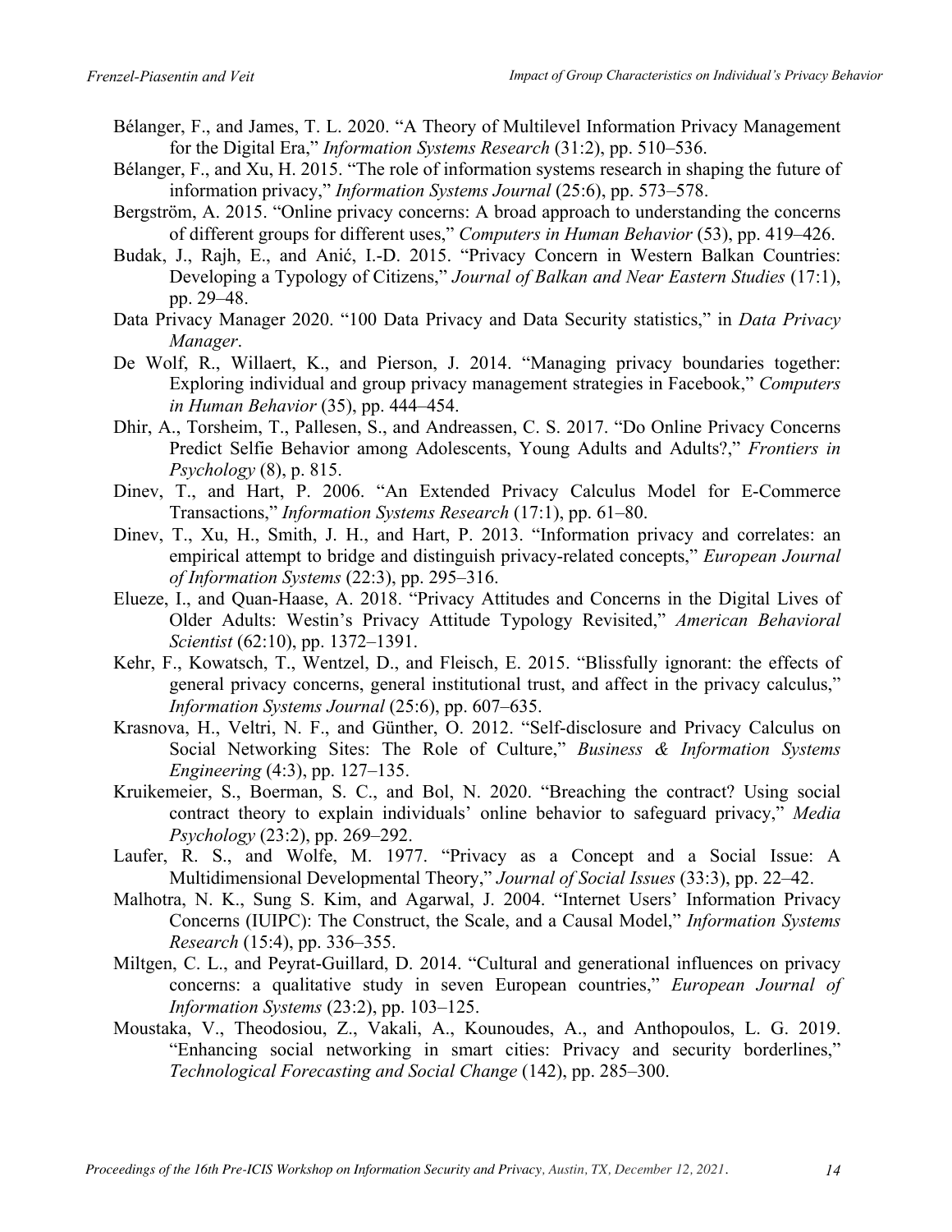Bélanger, F., and James, T. L. 2020. "A Theory of Multilevel Information Privacy Management for the Digital Era," *Information Systems Research* (31:2), pp. 510–536.

Bélanger, F., and Xu, H. 2015. "The role of information systems research in shaping the future of information privacy," *Information Systems Journal* (25:6), pp. 573–578.

Bergström, A. 2015. "Online privacy concerns: A broad approach to understanding the concerns of different groups for different uses," *Computers in Human Behavior* (53), pp. 419–426.

Budak, J., Rajh, E., and Anić, I.-D. 2015. "Privacy Concern in Western Balkan Countries: Developing a Typology of Citizens," *Journal of Balkan and Near Eastern Studies* (17:1), pp. 29–48.

Data Privacy Manager 2020. "100 Data Privacy and Data Security statistics," in *Data Privacy Manager*.

De Wolf, R., Willaert, K., and Pierson, J. 2014. "Managing privacy boundaries together: Exploring individual and group privacy management strategies in Facebook," *Computers in Human Behavior* (35), pp. 444–454.

Dhir, A., Torsheim, T., Pallesen, S., and Andreassen, C. S. 2017. "Do Online Privacy Concerns Predict Selfie Behavior among Adolescents, Young Adults and Adults?," *Frontiers in Psychology* (8), p. 815.

Dinev, T., and Hart, P. 2006. "An Extended Privacy Calculus Model for E-Commerce Transactions," *Information Systems Research* (17:1), pp. 61–80.

Dinev, T., Xu, H., Smith, J. H., and Hart, P. 2013. "Information privacy and correlates: an empirical attempt to bridge and distinguish privacy-related concepts," *European Journal of Information Systems* (22:3), pp. 295–316.

Elueze, I., and Quan-Haase, A. 2018. "Privacy Attitudes and Concerns in the Digital Lives of Older Adults: Westin's Privacy Attitude Typology Revisited," *American Behavioral Scientist* (62:10), pp. 1372–1391.

Kehr, F., Kowatsch, T., Wentzel, D., and Fleisch, E. 2015. "Blissfully ignorant: the effects of general privacy concerns, general institutional trust, and affect in the privacy calculus," *Information Systems Journal* (25:6), pp. 607–635.

Krasnova, H., Veltri, N. F., and Günther, O. 2012. "Self-disclosure and Privacy Calculus on Social Networking Sites: The Role of Culture," *Business & Information Systems Engineering* (4:3), pp. 127–135.

Kruikemeier, S., Boerman, S. C., and Bol, N. 2020. "Breaching the contract? Using social contract theory to explain individuals' online behavior to safeguard privacy," *Media Psychology* (23:2), pp. 269–292.

Laufer, R. S., and Wolfe, M. 1977. "Privacy as a Concept and a Social Issue: A Multidimensional Developmental Theory," *Journal of Social Issues* (33:3), pp. 22–42.

Malhotra, N. K., Sung S. Kim, and Agarwal, J. 2004. "Internet Users' Information Privacy Concerns (IUIPC): The Construct, the Scale, and a Causal Model," *Information Systems Research* (15:4), pp. 336–355.

Miltgen, C. L., and Peyrat-Guillard, D. 2014. "Cultural and generational influences on privacy concerns: a qualitative study in seven European countries," *European Journal of Information Systems* (23:2), pp. 103–125.

Moustaka, V., Theodosiou, Z., Vakali, A., Kounoudes, A., and Anthopoulos, L. G. 2019. "Enhancing social networking in smart cities: Privacy and security borderlines," *Technological Forecasting and Social Change* (142), pp. 285–300.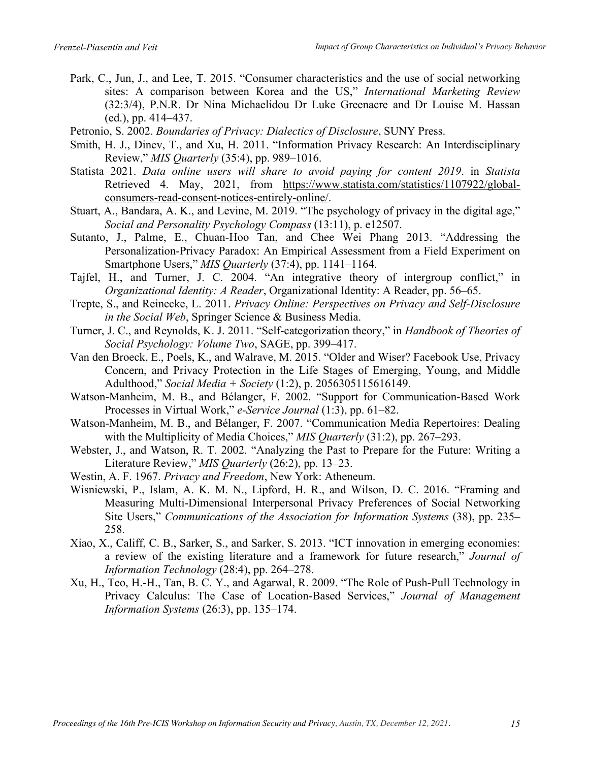Park, C., Jun, J., and Lee, T. 2015. "Consumer characteristics and the use of social networking sites: A comparison between Korea and the US," *International Marketing Review* (32:3/4), P.N.R. Dr Nina Michaelidou Dr Luke Greenacre and Dr Louise M. Hassan (ed.), pp. 414–437.

Petronio, S. 2002. *Boundaries of Privacy: Dialectics of Disclosure*, SUNY Press.

Smith, H. J., Dinev, T., and Xu, H. 2011. "Information Privacy Research: An Interdisciplinary Review," *MIS Quarterly* (35:4), pp. 989–1016.

Statista 2021. *Data online users will share to avoid paying for content 2019*. in *Statista* Retrieved 4. May, 2021, from https://www.statista.com/statistics/1107922/global-consumers-read-consent-notices-entirely-online/.

Stuart, A., Bandara, A. K., and Levine, M. 2019. "The psychology of privacy in the digital age," *Social and Personality Psychology Compass* (13:11), p. e12507.

Sutanto, J., Palme, E., Chuan-Hoo Tan, and Chee Wei Phang 2013. "Addressing the Personalization-Privacy Paradox: An Empirical Assessment from a Field Experiment on Smartphone Users," *MIS Quarterly* (37:4), pp. 1141–1164.

Tajfel, H., and Turner, J. C. 2004. "An integrative theory of intergroup conflict," in *Organizational Identity: A Reader*, Organizational Identity: A Reader, pp. 56–65.

Trepte, S., and Reinecke, L. 2011. *Privacy Online: Perspectives on Privacy and Self-Disclosure in the Social Web*, Springer Science & Business Media.

Turner, J. C., and Reynolds, K. J. 2011. "Self-categorization theory," in *Handbook of Theories of Social Psychology: Volume Two*, SAGE, pp. 399–417.

Van den Broeck, E., Poels, K., and Walrave, M. 2015. "Older and Wiser? Facebook Use, Privacy Concern, and Privacy Protection in the Life Stages of Emerging, Young, and Middle Adulthood," *Social Media + Society* (1:2), p. 2056305115616149.

Watson-Manheim, M. B., and Bélanger, F. 2002. "Support for Communication-Based Work Processes in Virtual Work," *e-Service Journal* (1:3), pp. 61–82.

Watson-Manheim, M. B., and Bélanger, F. 2007. "Communication Media Repertoires: Dealing with the Multiplicity of Media Choices," *MIS Quarterly* (31:2), pp. 267–293.

Webster, J., and Watson, R. T. 2002. "Analyzing the Past to Prepare for the Future: Writing a Literature Review," *MIS Quarterly* (26:2), pp. 13–23.

Westin, A. F. 1967. *Privacy and Freedom*, New York: Atheneum.

Wisniewski, P., Islam, A. K. M. N., Lipford, H. R., and Wilson, D. C. 2016. "Framing and Measuring Multi-Dimensional Interpersonal Privacy Preferences of Social Networking Site Users," *Communications of the Association for Information Systems* (38), pp. 235–258.

Xiao, X., Califf, C. B., Sarker, S., and Sarker, S. 2013. "ICT innovation in emerging economies: a review of the existing literature and a framework for future research," *Journal of Information Technology* (28:4), pp. 264–278.

Xu, H., Teo, H.-H., Tan, B. C. Y., and Agarwal, R. 2009. "The Role of Push-Pull Technology in Privacy Calculus: The Case of Location-Based Services," *Journal of Management Information Systems* (26:3), pp. 135–174.